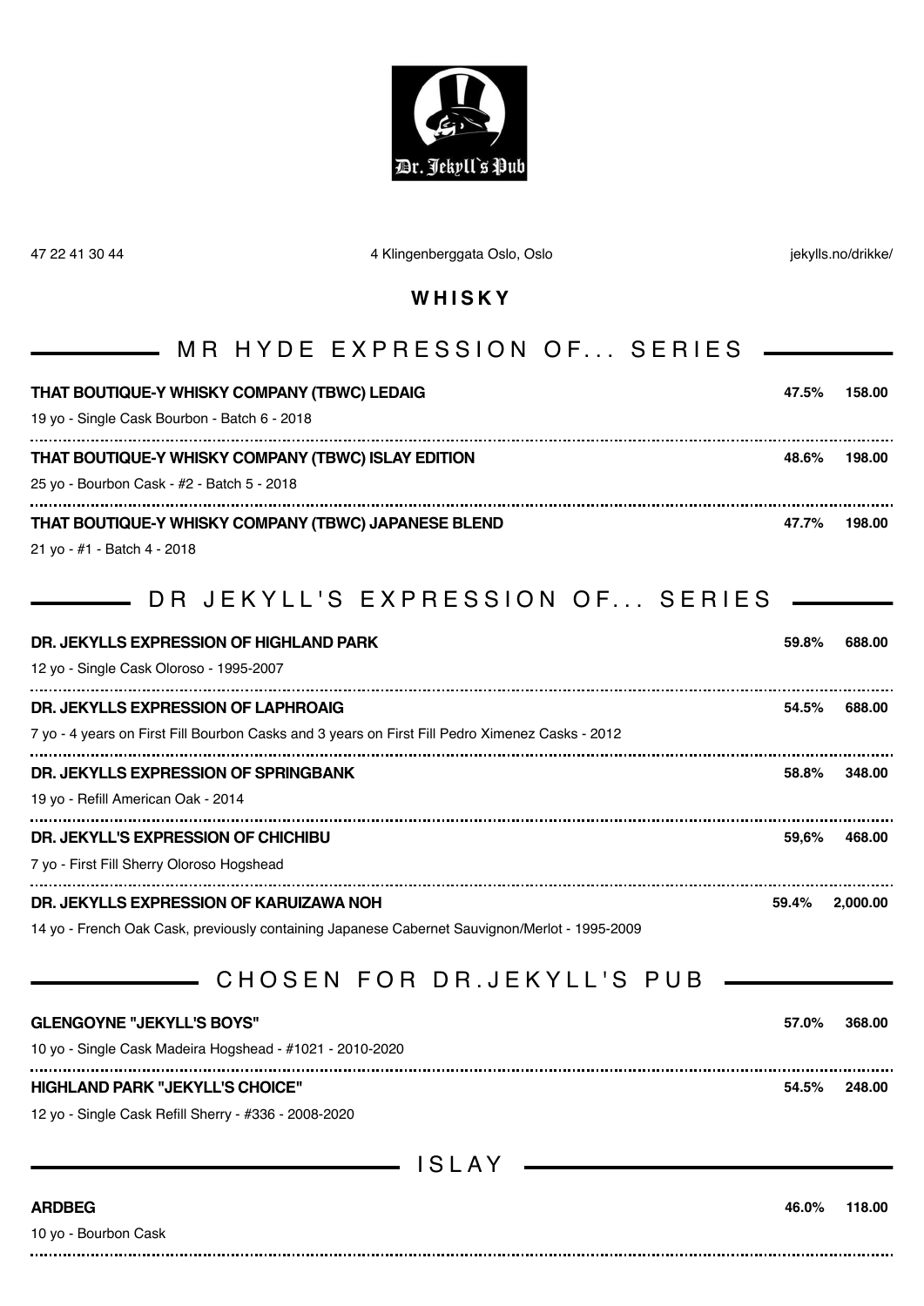47 22 41 30 44 — 4 Klingenberggata Oslo, Oslo — jekylls.no/drikke/

# WHISKY

## MR HYDE EXPRESSION OF... SERIES

**THAT BOUTIQUE-Y WHISKY COMPANY (TBWC) LEDAIG** — **47.5%** — **158.00**
19 yo - Single Cask Bourbon - Batch 6 - 2018

**THAT BOUTIQUE-Y WHISKY COMPANY (TBWC) ISLAY EDITION** — **48.6%** — **198.00**
25 yo - Bourbon Cask - #2 - Batch 5 - 2018

**THAT BOUTIQUE-Y WHISKY COMPANY (TBWC) JAPANESE BLEND** — **47.7%** — **198.00**
21 yo - #1 - Batch 4 - 2018

## DR JEKYLL'S EXPRESSION OF... SERIES

**DR. JEKYLLS EXPRESSION OF HIGHLAND PARK** — **59.8%** — **688.00**
12 yo - Single Cask Oloroso - 1995-2007

**DR. JEKYLLS EXPRESSION OF LAPHROAIG** — **54.5%** — **688.00**
7 yo - 4 years on First Fill Bourbon Casks and 3 years on First Fill Pedro Ximenez Casks - 2012

**DR. JEKYLLS EXPRESSION OF SPRINGBANK** — **58.8%** — **348.00**
19 yo - Refill American Oak - 2014

**DR. JEKYLL'S EXPRESSION OF CHICHIBU** — **59,6%** — **468.00**
7 yo - First Fill Sherry Oloroso Hogshead

**DR. JEKYLLS EXPRESSION OF KARUIZAWA NOH** — **59.4%** — **2,000.00**
14 yo - French Oak Cask, previously containing Japanese Cabernet Sauvignon/Merlot - 1995-2009

## CHOSEN FOR DR.JEKYLL'S PUB

**GLENGOYNE "JEKYLL'S BOYS"** — **57.0%** — **368.00**
10 yo - Single Cask Madeira Hogshead - #1021 - 2010-2020

**HIGHLAND PARK "JEKYLL'S CHOICE"** — **54.5%** — **248.00**
12 yo - Single Cask Refill Sherry - #336 - 2008-2020

## ISLAY

**ARDBEG** — **46.0%** — **118.00**
10 yo - Bourbon Cask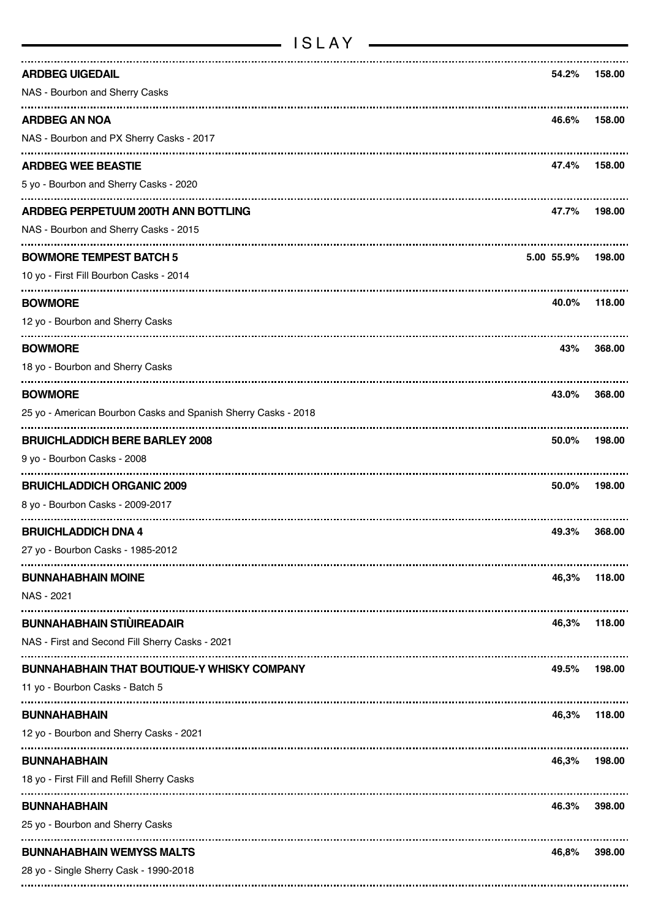# ISLAY

**ARDBEG UIGEDAIL** **54.2%** **158.00**
NAS - Bourbon and Sherry Casks

**ARDBEG AN NOA** **46.6%** **158.00**
NAS - Bourbon and PX Sherry Casks - 2017

**ARDBEG WEE BEASTIE** **47.4%** **158.00**
5 yo - Bourbon and Sherry Casks - 2020

**ARDBEG PERPETUUM 200TH ANN BOTTLING** **47.7%** **198.00**
NAS - Bourbon and Sherry Casks - 2015

**BOWMORE TEMPEST BATCH 5** **5.00 55.9%** **198.00**
10 yo - First Fill Bourbon Casks - 2014

**BOWMORE** **40.0%** **118.00**
12 yo - Bourbon and Sherry Casks

**BOWMORE** **43%** **368.00**
18 yo - Bourbon and Sherry Casks

**BOWMORE** **43.0%** **368.00**
25 yo - American Bourbon Casks and Spanish Sherry Casks - 2018

**BRUICHLADDICH BERE BARLEY 2008** **50.0%** **198.00**
9 yo - Bourbon Casks - 2008

**BRUICHLADDICH ORGANIC 2009** **50.0%** **198.00**
8 yo - Bourbon Casks - 2009-2017

**BRUICHLADDICH DNA 4** **49.3%** **368.00**
27 yo - Bourbon Casks - 1985-2012

**BUNNAHABHAIN MOINE** **46,3%** **118.00**
NAS - 2021

**BUNNAHABHAIN STIÙIREADAIR** **46,3%** **118.00**
NAS - First and Second Fill Sherry Casks - 2021

**BUNNAHABHAIN THAT BOUTIQUE-Y WHISKY COMPANY** **49.5%** **198.00**
11 yo - Bourbon Casks - Batch 5

**BUNNAHABHAIN** **46,3%** **118.00**
12 yo - Bourbon and Sherry Casks - 2021

**BUNNAHABHAIN** **46,3%** **198.00**
18 yo - First Fill and Refill Sherry Casks

**BUNNAHABHAIN** **46.3%** **398.00**
25 yo - Bourbon and Sherry Casks

**BUNNAHABHAIN WEMYSS MALTS** **46,8%** **398.00**
28 yo - Single Sherry Cask - 1990-2018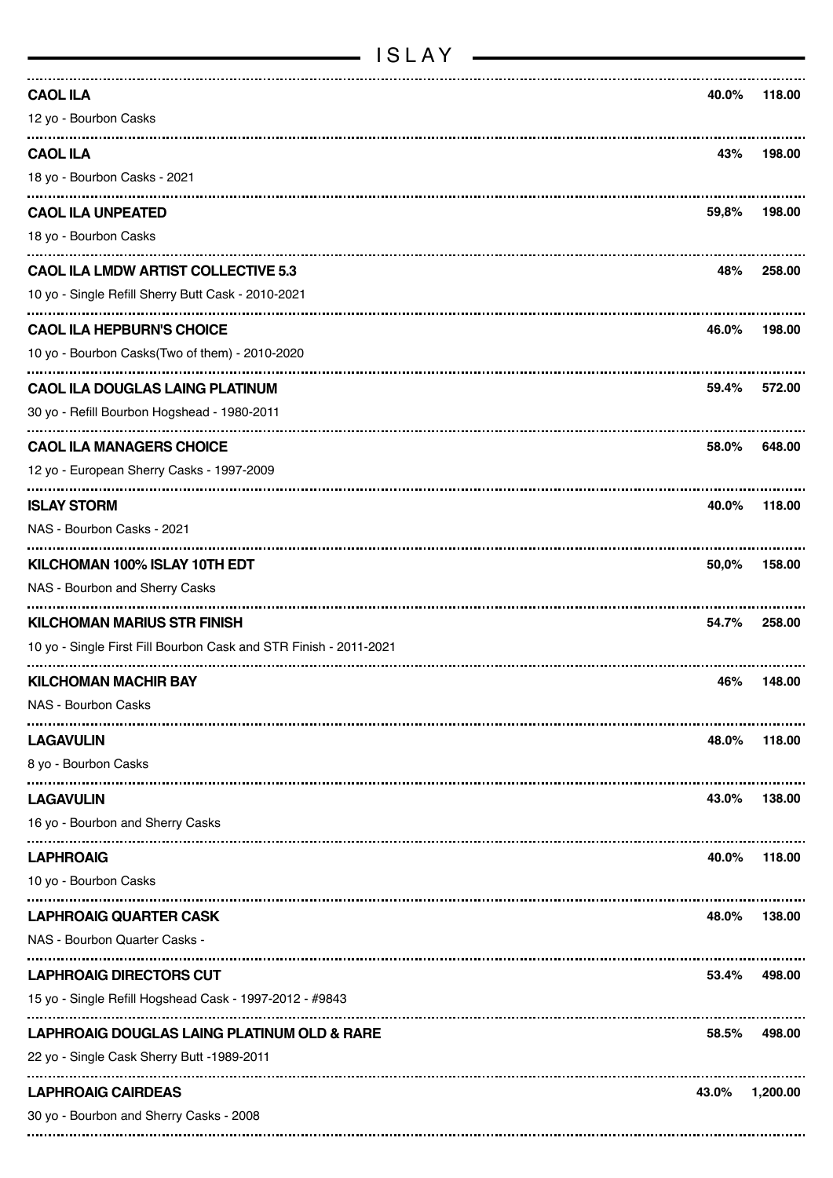## ISLAY

**CAOL ILA** **40.0%** **118.00**
12 yo - Bourbon Casks

**CAOL ILA** **43%** **198.00**
18 yo - Bourbon Casks - 2021

**CAOL ILA UNPEATED** **59,8%** **198.00**
18 yo - Bourbon Casks

**CAOL ILA LMDW ARTIST COLLECTIVE 5.3** **48%** **258.00**
10 yo - Single Refill Sherry Butt Cask - 2010-2021

**CAOL ILA HEPBURN'S CHOICE** **46.0%** **198.00**
10 yo - Bourbon Casks(Two of them) - 2010-2020

**CAOL ILA DOUGLAS LAING PLATINUM** **59.4%** **572.00**
30 yo - Refill Bourbon Hogshead - 1980-2011

**CAOL ILA MANAGERS CHOICE** **58.0%** **648.00**
12 yo - European Sherry Casks - 1997-2009

**ISLAY STORM** **40.0%** **118.00**
NAS - Bourbon Casks - 2021

**KILCHOMAN 100% ISLAY 10TH EDT** **50,0%** **158.00**
NAS - Bourbon and Sherry Casks

**KILCHOMAN MARIUS STR FINISH** **54.7%** **258.00**
10 yo - Single First Fill Bourbon Cask and STR Finish - 2011-2021

**KILCHOMAN MACHIR BAY** **46%** **148.00**
NAS - Bourbon Casks

**LAGAVULIN** **48.0%** **118.00**
8 yo - Bourbon Casks

**LAGAVULIN** **43.0%** **138.00**
16 yo - Bourbon and Sherry Casks

**LAPHROAIG** **40.0%** **118.00**
10 yo - Bourbon Casks

**LAPHROAIG QUARTER CASK** **48.0%** **138.00**
NAS - Bourbon Quarter Casks -

**LAPHROAIG DIRECTORS CUT** **53.4%** **498.00**
15 yo - Single Refill Hogshead Cask - 1997-2012 - #9843

**LAPHROAIG DOUGLAS LAING PLATINUM OLD & RARE** **58.5%** **498.00**
22 yo - Single Cask Sherry Butt -1989-2011

**LAPHROAIG CAIRDEAS** **43.0%** **1,200.00**
30 yo - Bourbon and Sherry Casks - 2008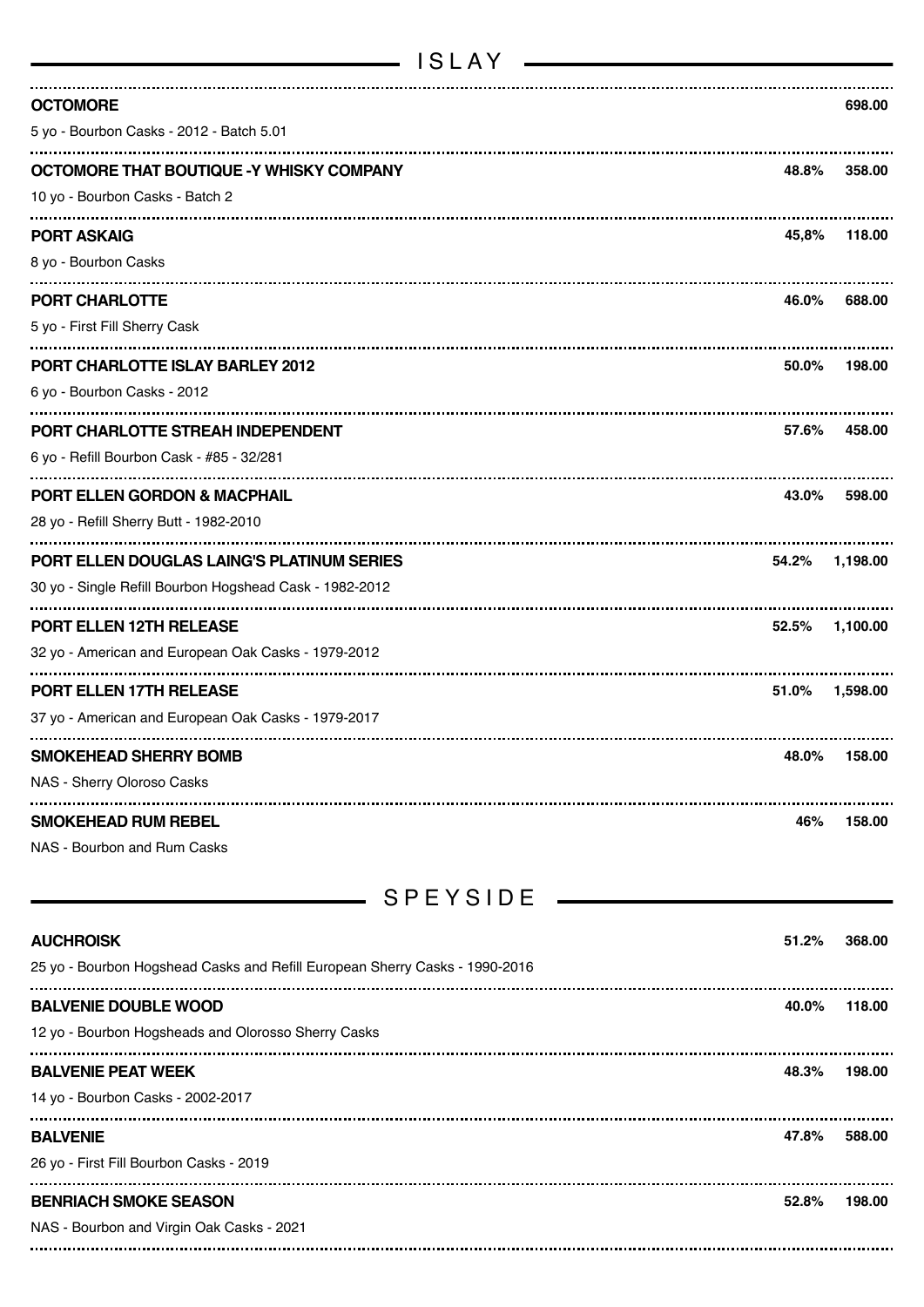## ISLAY

**OCTOMORE** 698.00
5 yo - Bourbon Casks - 2012 - Batch 5.01

**OCTOMORE THAT BOUTIQUE -Y WHISKY COMPANY** 48.8% 358.00
10 yo - Bourbon Casks - Batch 2

**PORT ASKAIG** 45,8% 118.00
8 yo - Bourbon Casks

**PORT CHARLOTTE** 46.0% 688.00
5 yo - First Fill Sherry Cask

**PORT CHARLOTTE ISLAY BARLEY 2012** 50.0% 198.00
6 yo - Bourbon Casks - 2012

**PORT CHARLOTTE STREAH INDEPENDENT** 57.6% 458.00
6 yo - Refill Bourbon Cask - #85 - 32/281

**PORT ELLEN GORDON & MACPHAIL** 43.0% 598.00
28 yo - Refill Sherry Butt - 1982-2010

**PORT ELLEN DOUGLAS LAING'S PLATINUM SERIES** 54.2% 1,198.00
30 yo - Single Refill Bourbon Hogshead Cask - 1982-2012

**PORT ELLEN 12TH RELEASE** 52.5% 1,100.00
32 yo - American and European Oak Casks - 1979-2012

**PORT ELLEN 17TH RELEASE** 51.0% 1,598.00
37 yo - American and European Oak Casks - 1979-2017

**SMOKEHEAD SHERRY BOMB** 48.0% 158.00
NAS - Sherry Oloroso Casks

**SMOKEHEAD RUM REBEL** 46% 158.00
NAS - Bourbon and Rum Casks

## SPEYSIDE

**AUCHROISK** 51.2% 368.00
25 yo - Bourbon Hogshead Casks and Refill European Sherry Casks - 1990-2016

**BALVENIE DOUBLE WOOD** 40.0% 118.00
12 yo - Bourbon Hogsheads and Olorosso Sherry Casks

**BALVENIE PEAT WEEK** 48.3% 198.00
14 yo - Bourbon Casks - 2002-2017

**BALVENIE** 47.8% 588.00
26 yo - First Fill Bourbon Casks - 2019

**BENRIACH SMOKE SEASON** 52.8% 198.00
NAS - Bourbon and Virgin Oak Casks - 2021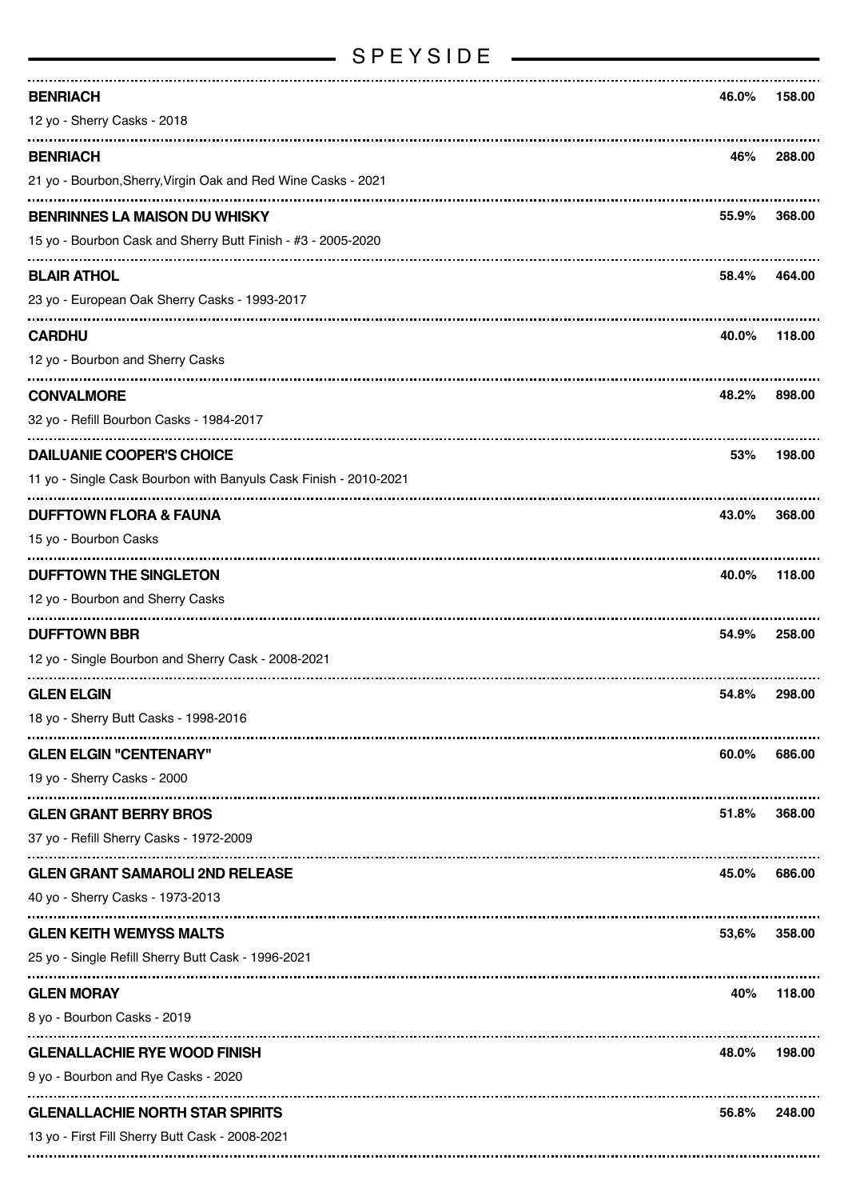# SPEYSIDE

**BENRIACH** — 46.0% — 158.00
12 yo - Sherry Casks - 2018

**BENRIACH** — 46% — 288.00
21 yo - Bourbon,Sherry,Virgin Oak and Red Wine Casks - 2021

**BENRINNES LA MAISON DU WHISKY** — 55.9% — 368.00
15 yo - Bourbon Cask and Sherry Butt Finish - #3 - 2005-2020

**BLAIR ATHOL** — 58.4% — 464.00
23 yo - European Oak Sherry Casks - 1993-2017

**CARDHU** — 40.0% — 118.00
12 yo - Bourbon and Sherry Casks

**CONVALMORE** — 48.2% — 898.00
32 yo - Refill Bourbon Casks - 1984-2017

**DAILUANIE COOPER'S CHOICE** — 53% — 198.00
11 yo - Single Cask Bourbon with Banyuls Cask Finish - 2010-2021

**DUFFTOWN FLORA & FAUNA** — 43.0% — 368.00
15 yo - Bourbon Casks

**DUFFTOWN THE SINGLETON** — 40.0% — 118.00
12 yo - Bourbon and Sherry Casks

**DUFFTOWN BBR** — 54.9% — 258.00
12 yo - Single Bourbon and Sherry Cask - 2008-2021

**GLEN ELGIN** — 54.8% — 298.00
18 yo - Sherry Butt Casks - 1998-2016

**GLEN ELGIN "CENTENARY"** — 60.0% — 686.00
19 yo - Sherry Casks - 2000

**GLEN GRANT BERRY BROS** — 51.8% — 368.00
37 yo - Refill Sherry Casks - 1972-2009

**GLEN GRANT SAMAROLI 2ND RELEASE** — 45.0% — 686.00
40 yo - Sherry Casks - 1973-2013

**GLEN KEITH WEMYSS MALTS** — 53,6% — 358.00
25 yo - Single Refill Sherry Butt Cask - 1996-2021

**GLEN MORAY** — 40% — 118.00
8 yo - Bourbon Casks - 2019

**GLENALLACHIE RYE WOOD FINISH** — 48.0% — 198.00
9 yo - Bourbon and Rye Casks - 2020

**GLENALLACHIE NORTH STAR SPIRITS** — 56.8% — 248.00
13 yo - First Fill Sherry Butt Cask - 2008-2021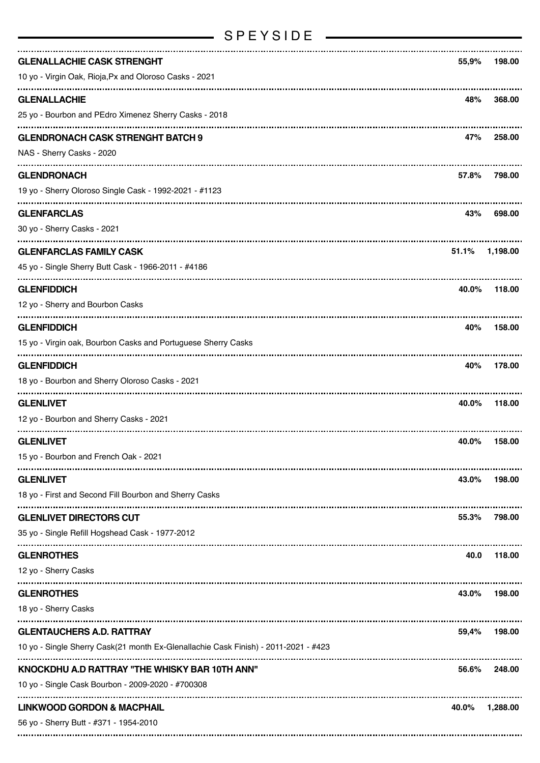## SPEYSIDE

**GLENALLACHIE CASK STRENGHT** — 55,9% — 198.00
10 yo - Virgin Oak, Rioja,Px and Oloroso Casks - 2021

**GLENALLACHIE** — 48% — 368.00
25 yo - Bourbon and PEdro Ximenez Sherry Casks - 2018

**GLENDRONACH CASK STRENGHT BATCH 9** — 47% — 258.00
NAS - Sherry Casks - 2020

**GLENDRONACH** — 57.8% — 798.00
19 yo - Sherry Oloroso Single Cask - 1992-2021 - #1123

**GLENFARCLAS** — 43% — 698.00
30 yo - Sherry Casks - 2021

**GLENFARCLAS FAMILY CASK** — 51.1% — 1,198.00
45 yo - Single Sherry Butt Cask - 1966-2011 - #4186

**GLENFIDDICH** — 40.0% — 118.00
12 yo - Sherry and Bourbon Casks

**GLENFIDDICH** — 40% — 158.00
15 yo - Virgin oak, Bourbon Casks and Portuguese Sherry Casks

**GLENFIDDICH** — 40% — 178.00
18 yo - Bourbon and Sherry Oloroso Casks - 2021

**GLENLIVET** — 40.0% — 118.00
12 yo - Bourbon and Sherry Casks - 2021

**GLENLIVET** — 40.0% — 158.00
15 yo - Bourbon and French Oak - 2021

**GLENLIVET** — 43.0% — 198.00
18 yo - First and Second Fill Bourbon and Sherry Casks

**GLENLIVET DIRECTORS CUT** — 55.3% — 798.00
35 yo - Single Refill Hogshead Cask - 1977-2012

**GLENROTHES** — 40.0 — 118.00
12 yo - Sherry Casks

**GLENROTHES** — 43.0% — 198.00
18 yo - Sherry Casks

**GLENTAUCHERS A.D. RATTRAY** — 59,4% — 198.00
10 yo - Single Sherry Cask(21 month Ex-Glenallachie Cask Finish) - 2011-2021 - #423

**KNOCKDHU A.D RATTRAY "THE WHISKY BAR 10TH ANN"** — 56.6% — 248.00
10 yo - Single Cask Bourbon - 2009-2020 - #700308

**LINKWOOD GORDON & MACPHAIL** — 40.0% — 1,288.00
56 yo - Sherry Butt - #371 - 1954-2010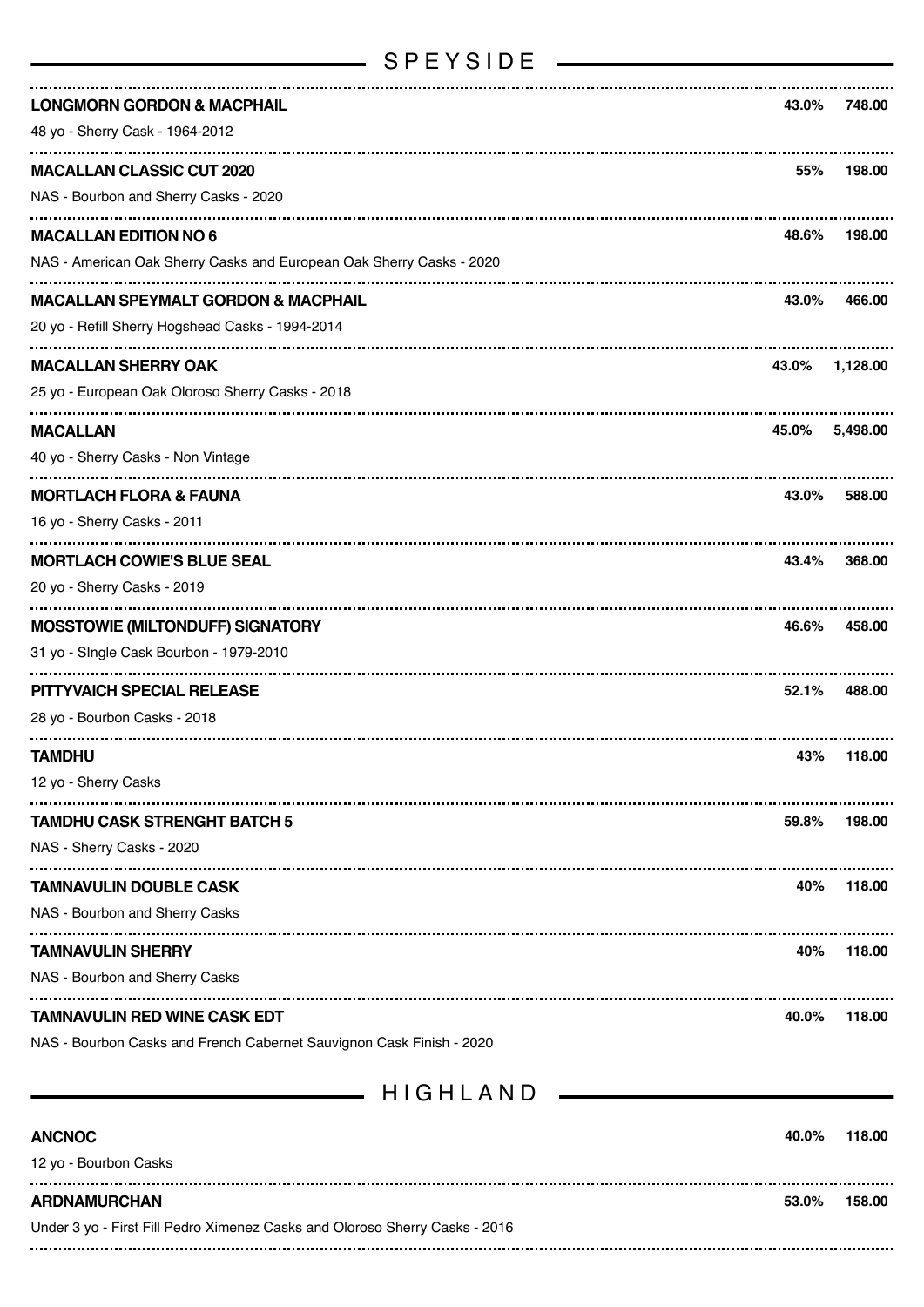## SPEYSIDE

**LONGMORN GORDON & MACPHAIL** — 43.0% — 748.00
48 yo - Sherry Cask - 1964-2012

**MACALLAN CLASSIC CUT 2020** — 55% — 198.00
NAS - Bourbon and Sherry Casks - 2020

**MACALLAN EDITION NO 6** — 48.6% — 198.00
NAS - American Oak Sherry Casks and European Oak Sherry Casks - 2020

**MACALLAN SPEYMALT GORDON & MACPHAIL** — 43.0% — 466.00
20 yo - Refill Sherry Hogshead Casks - 1994-2014

**MACALLAN SHERRY OAK** — 43.0% — 1,128.00
25 yo - European Oak Oloroso Sherry Casks - 2018

**MACALLAN** — 45.0% — 5,498.00
40 yo - Sherry Casks - Non Vintage

**MORTLACH FLORA & FAUNA** — 43.0% — 588.00
16 yo - Sherry Casks - 2011

**MORTLACH COWIE'S BLUE SEAL** — 43.4% — 368.00
20 yo - Sherry Casks - 2019

**MOSSTOWIE (MILTONDUFF) SIGNATORY** — 46.6% — 458.00
31 yo - SIngle Cask Bourbon - 1979-2010

**PITTYVAICH SPECIAL RELEASE** — 52.1% — 488.00
28 yo - Bourbon Casks - 2018

**TAMDHU** — 43% — 118.00
12 yo - Sherry Casks

**TAMDHU CASK STRENGHT BATCH 5** — 59.8% — 198.00
NAS - Sherry Casks - 2020

**TAMNAVULIN DOUBLE CASK** — 40% — 118.00
NAS - Bourbon and Sherry Casks

**TAMNAVULIN SHERRY** — 40% — 118.00
NAS - Bourbon and Sherry Casks

**TAMNAVULIN RED WINE CASK EDT** — 40.0% — 118.00
NAS - Bourbon Casks and French Cabernet Sauvignon Cask Finish - 2020

## HIGHLAND

**ANCNOC** — 40.0% — 118.00
12 yo - Bourbon Casks

**ARDNAMURCHAN** — 53.0% — 158.00
Under 3 yo - First Fill Pedro Ximenez Casks and Oloroso Sherry Casks - 2016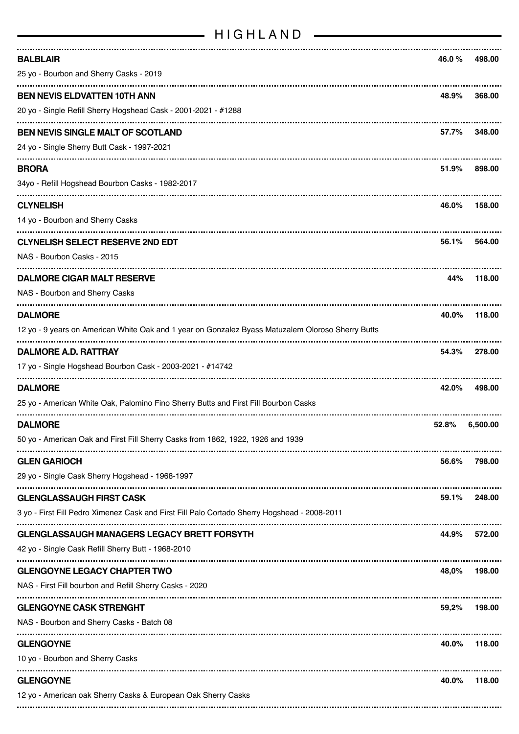# HIGHLAND

| Name / Description | ABV | Price |
| --- | --- | --- |
| **BALBLAIR**<br>25 yo - Bourbon and Sherry Casks - 2019 | **46.0 %** | **498.00** |
| **BEN NEVIS ELDVATTEN 10TH ANN**<br>20 yo - Single Refill Sherry Hogshead Cask - 2001-2021 - #1288 | **48.9%** | **368.00** |
| **BEN NEVIS SINGLE MALT OF SCOTLAND**<br>24 yo - Single Sherry Butt Cask - 1997-2021 | **57.7%** | **348.00** |
| **BRORA**<br>34yo - Refill Hogshead Bourbon Casks - 1982-2017 | **51.9%** | **898.00** |
| **CLYNELISH**<br>14 yo - Bourbon and Sherry Casks | **46.0%** | **158.00** |
| **CLYNELISH SELECT RESERVE 2ND EDT**<br>NAS - Bourbon Casks - 2015 | **56.1%** | **564.00** |
| **DALMORE CIGAR MALT RESERVE**<br>NAS - Bourbon and Sherry Casks | **44%** | **118.00** |
| **DALMORE**<br>12 yo - 9 years on American White Oak and 1 year on Gonzalez Byass Matuzalem Oloroso Sherry Butts | **40.0%** | **118.00** |
| **DALMORE A.D. RATTRAY**<br>17 yo - Single Hogshead Bourbon Cask - 2003-2021 - #14742 | **54.3%** | **278.00** |
| **DALMORE**<br>25 yo - American White Oak, Palomino Fino Sherry Butts and First Fill Bourbon Casks | **42.0%** | **498.00** |
| **DALMORE**<br>50 yo - American Oak and First Fill Sherry Casks from 1862, 1922, 1926 and 1939 | **52.8%** | **6,500.00** |
| **GLEN GARIOCH**<br>29 yo - Single Cask Sherry Hogshead - 1968-1997 | **56.6%** | **798.00** |
| **GLENGLASSAUGH FIRST CASK**<br>3 yo - First Fill Pedro Ximenez Cask and First Fill Palo Cortado Sherry Hogshead - 2008-2011 | **59.1%** | **248.00** |
| **GLENGLASSAUGH MANAGERS LEGACY BRETT FORSYTH**<br>42 yo - Single Cask Refill Sherry Butt - 1968-2010 | **44.9%** | **572.00** |
| **GLENGOYNE LEGACY CHAPTER TWO**<br>NAS - First Fill bourbon and Refill Sherry Casks - 2020 | **48,0%** | **198.00** |
| **GLENGOYNE CASK STRENGHT**<br>NAS - Bourbon and Sherry Casks - Batch 08 | **59,2%** | **198.00** |
| **GLENGOYNE**<br>10 yo - Bourbon and Sherry Casks | **40.0%** | **118.00** |
| **GLENGOYNE**<br>12 yo - American oak Sherry Casks & European Oak Sherry Casks | **40.0%** | **118.00** |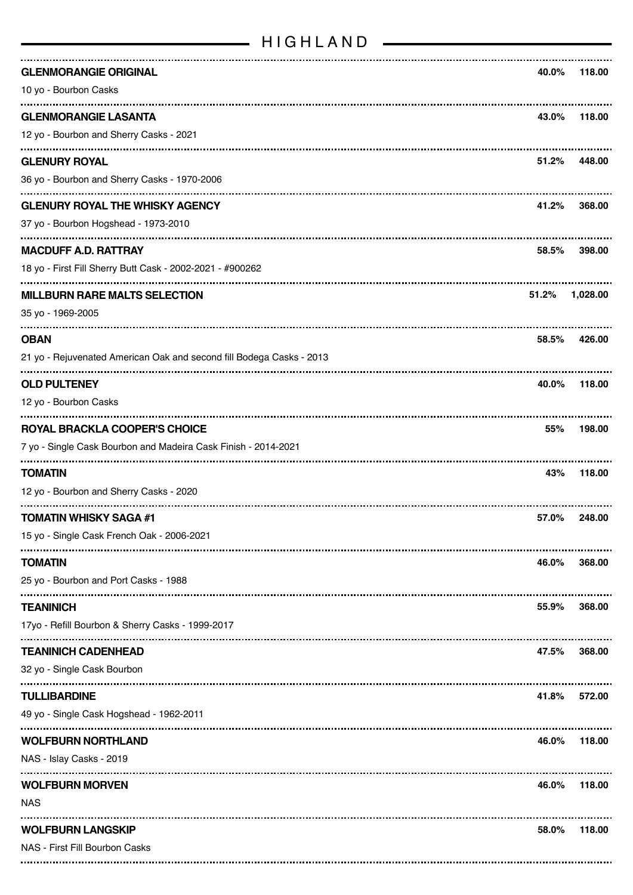## HIGHLAND

**GLENMORANGIE ORIGINAL** — 40.0% — 118.00
10 yo - Bourbon Casks

**GLENMORANGIE LASANTA** — 43.0% — 118.00
12 yo - Bourbon and Sherry Casks - 2021

**GLENURY ROYAL** — 51.2% — 448.00
36 yo - Bourbon and Sherry Casks - 1970-2006

**GLENURY ROYAL THE WHISKY AGENCY** — 41.2% — 368.00
37 yo - Bourbon Hogshead - 1973-2010

**MACDUFF A.D. RATTRAY** — 58.5% — 398.00
18 yo - First Fill Sherry Butt Cask - 2002-2021 - #900262

**MILLBURN RARE MALTS SELECTION** — 51.2% — 1,028.00
35 yo - 1969-2005

**OBAN** — 58.5% — 426.00
21 yo - Rejuvenated American Oak and second fill Bodega Casks - 2013

**OLD PULTENEY** — 40.0% — 118.00
12 yo - Bourbon Casks

**ROYAL BRACKLA COOPER'S CHOICE** — 55% — 198.00
7 yo - Single Cask Bourbon and Madeira Cask Finish - 2014-2021

**TOMATIN** — 43% — 118.00
12 yo - Bourbon and Sherry Casks - 2020

**TOMATIN WHISKY SAGA #1** — 57.0% — 248.00
15 yo - Single Cask French Oak - 2006-2021

**TOMATIN** — 46.0% — 368.00
25 yo - Bourbon and Port Casks - 1988

**TEANINICH** — 55.9% — 368.00
17yo - Refill Bourbon & Sherry Casks - 1999-2017

**TEANINICH CADENHEAD** — 47.5% — 368.00
32 yo - Single Cask Bourbon

**TULLIBARDINE** — 41.8% — 572.00
49 yo - Single Cask Hogshead - 1962-2011

**WOLFBURN NORTHLAND** — 46.0% — 118.00
NAS - Islay Casks - 2019

**WOLFBURN MORVEN** — 46.0% — 118.00
NAS

**WOLFBURN LANGSKIP** — 58.0% — 118.00
NAS - First Fill Bourbon Casks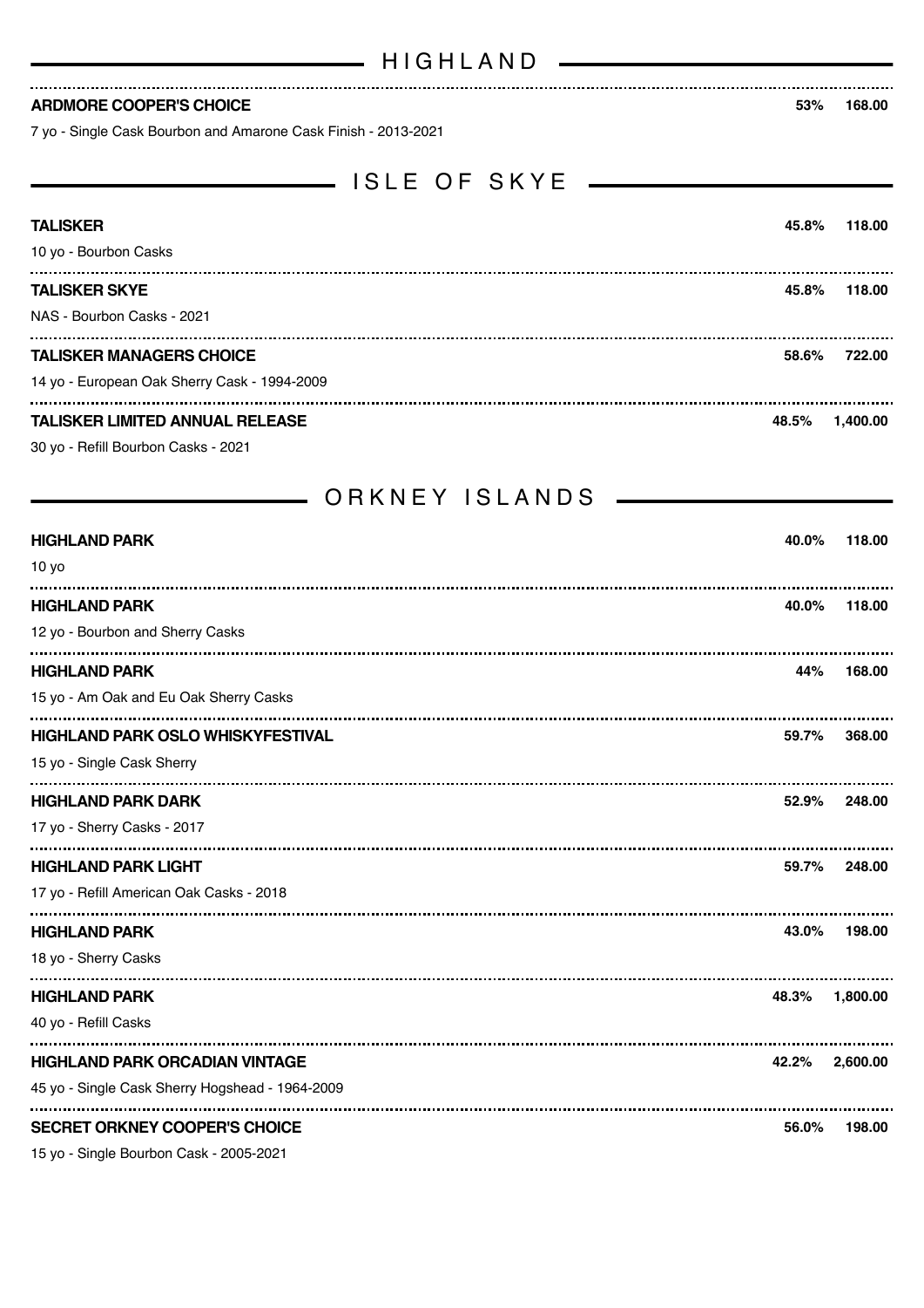## HIGHLAND

**ARDMORE COOPER'S CHOICE** — **53%** — **168.00**
7 yo - Single Cask Bourbon and Amarone Cask Finish - 2013-2021

## ISLE OF SKYE

**TALISKER** — **45.8%** — **118.00**
10 yo - Bourbon Casks

**TALISKER SKYE** — **45.8%** — **118.00**
NAS - Bourbon Casks - 2021

**TALISKER MANAGERS CHOICE** — **58.6%** — **722.00**
14 yo - European Oak Sherry Cask - 1994-2009

**TALISKER LIMITED ANNUAL RELEASE** — **48.5%** — **1,400.00**
30 yo - Refill Bourbon Casks - 2021

## ORKNEY ISLANDS

**HIGHLAND PARK** — **40.0%** — **118.00**
10 yo

**HIGHLAND PARK** — **40.0%** — **118.00**
12 yo - Bourbon and Sherry Casks

**HIGHLAND PARK** — **44%** — **168.00**
15 yo - Am Oak and Eu Oak Sherry Casks

**HIGHLAND PARK OSLO WHISKYFESTIVAL** — **59.7%** — **368.00**
15 yo - Single Cask Sherry

**HIGHLAND PARK DARK** — **52.9%** — **248.00**
17 yo - Sherry Casks - 2017

**HIGHLAND PARK LIGHT** — **59.7%** — **248.00**
17 yo - Refill American Oak Casks - 2018

**HIGHLAND PARK** — **43.0%** — **198.00**
18 yo - Sherry Casks

**HIGHLAND PARK** — **48.3%** — **1,800.00**
40 yo - Refill Casks

**HIGHLAND PARK ORCADIAN VINTAGE** — **42.2%** — **2,600.00**
45 yo - Single Cask Sherry Hogshead - 1964-2009

**SECRET ORKNEY COOPER'S CHOICE** — **56.0%** — **198.00**
15 yo - Single Bourbon Cask - 2005-2021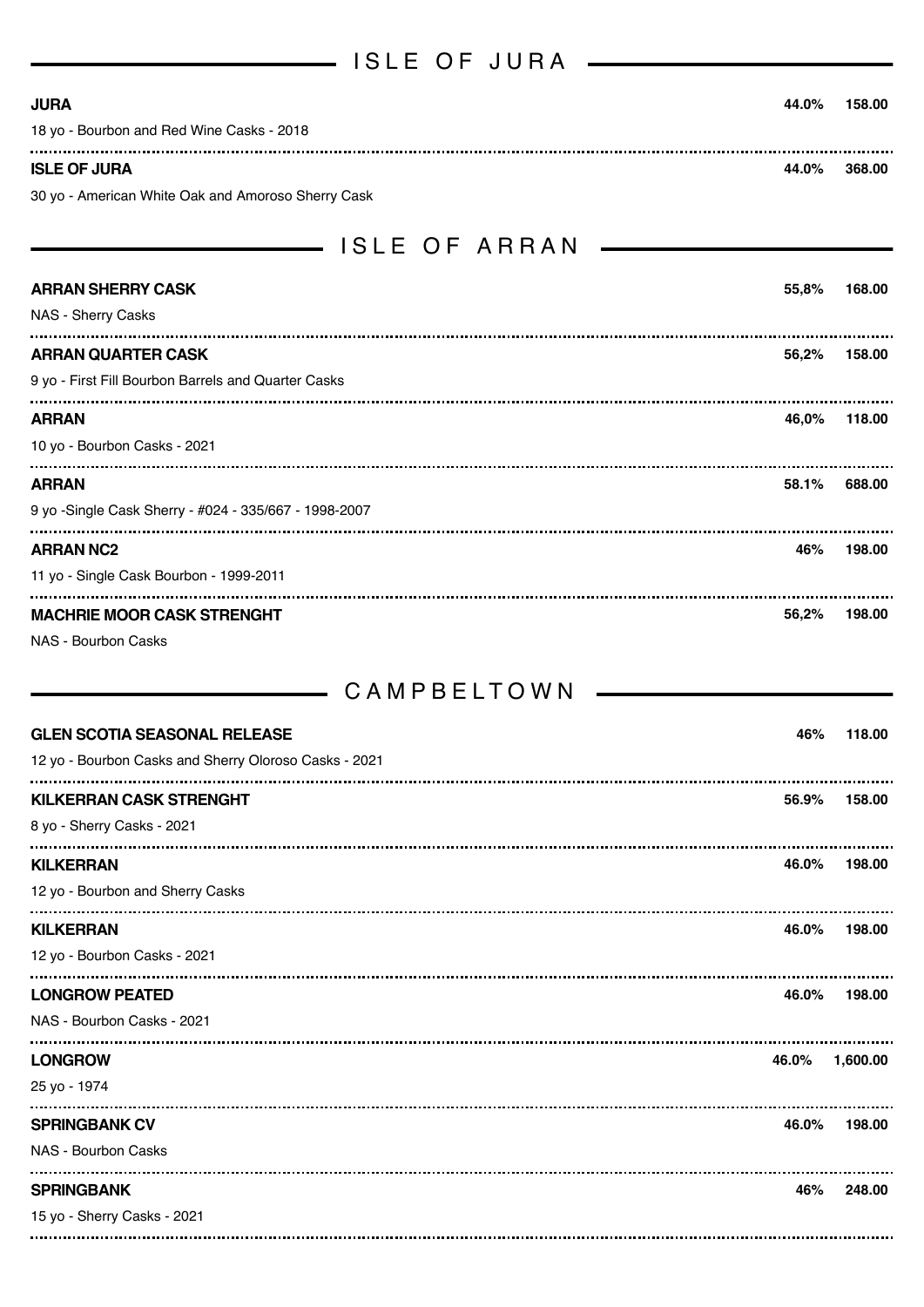## ISLE OF JURA

**JURA** **44.0%** **158.00**
18 yo - Bourbon and Red Wine Casks - 2018

**ISLE OF JURA** **44.0%** **368.00**
30 yo - American White Oak and Amoroso Sherry Cask

## ISLE OF ARRAN

**ARRAN SHERRY CASK** **55,8%** **168.00**
NAS - Sherry Casks

**ARRAN QUARTER CASK** **56,2%** **158.00**
9 yo - First Fill Bourbon Barrels and Quarter Casks

**ARRAN** **46,0%** **118.00**
10 yo - Bourbon Casks - 2021

**ARRAN** **58.1%** **688.00**
9 yo -Single Cask Sherry - #024 - 335/667 - 1998-2007

**ARRAN NC2** **46%** **198.00**
11 yo - Single Cask Bourbon - 1999-2011

**MACHRIE MOOR CASK STRENGHT** **56,2%** **198.00**
NAS - Bourbon Casks

## CAMPBELTOWN

**GLEN SCOTIA SEASONAL RELEASE** **46%** **118.00**
12 yo - Bourbon Casks and Sherry Oloroso Casks - 2021

**KILKERRAN CASK STRENGHT** **56.9%** **158.00**
8 yo - Sherry Casks - 2021

**KILKERRAN** **46.0%** **198.00**
12 yo - Bourbon and Sherry Casks

**KILKERRAN** **46.0%** **198.00**
12 yo - Bourbon Casks - 2021

**LONGROW PEATED** **46.0%** **198.00**
NAS - Bourbon Casks - 2021

**LONGROW** **46.0%** **1,600.00**
25 yo - 1974

**SPRINGBANK CV** **46.0%** **198.00**
NAS - Bourbon Casks

**SPRINGBANK** **46%** **248.00**
15 yo - Sherry Casks - 2021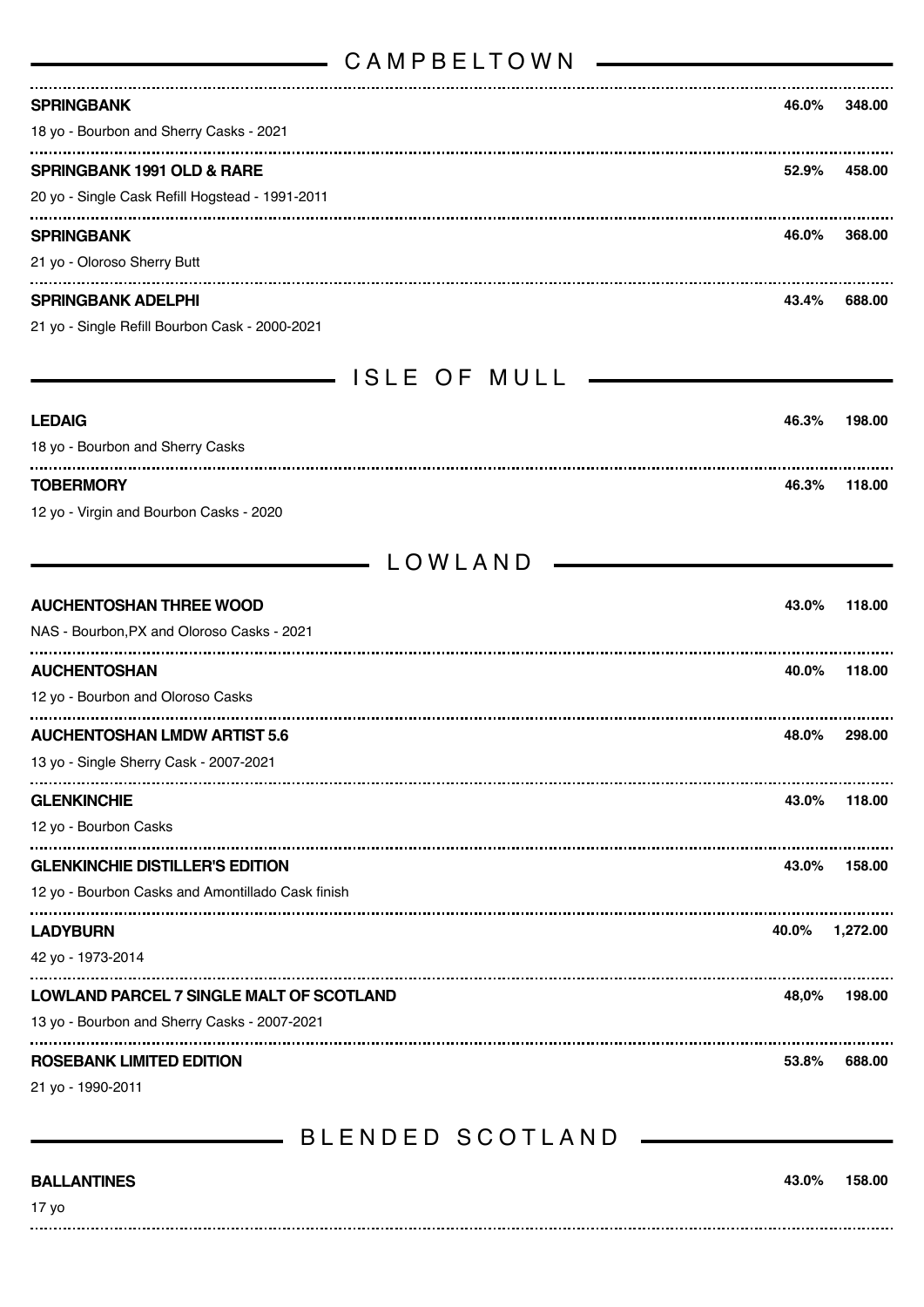## CAMPBELTOWN

**SPRINGBANK** — **46.0%** — **348.00**
18 yo - Bourbon and Sherry Casks - 2021

**SPRINGBANK 1991 OLD & RARE** — **52.9%** — **458.00**
20 yo - Single Cask Refill Hogstead - 1991-2011

**SPRINGBANK** — **46.0%** — **368.00**
21 yo - Oloroso Sherry Butt

**SPRINGBANK ADELPHI** — **43.4%** — **688.00**
21 yo - Single Refill Bourbon Cask - 2000-2021

## ISLE OF MULL

**LEDAIG** — **46.3%** — **198.00**
18 yo - Bourbon and Sherry Casks

**TOBERMORY** — **46.3%** — **118.00**
12 yo - Virgin and Bourbon Casks - 2020

## LOWLAND

**AUCHENTOSHAN THREE WOOD** — **43.0%** — **118.00**
NAS - Bourbon,PX and Oloroso Casks - 2021

**AUCHENTOSHAN** — **40.0%** — **118.00**
12 yo - Bourbon and Oloroso Casks

**AUCHENTOSHAN LMDW ARTIST 5.6** — **48.0%** — **298.00**
13 yo - Single Sherry Cask - 2007-2021

**GLENKINCHIE** — **43.0%** — **118.00**
12 yo - Bourbon Casks

**GLENKINCHIE DISTILLER'S EDITION** — **43.0%** — **158.00**
12 yo - Bourbon Casks and Amontillado Cask finish

**LADYBURN** — **40.0%** — **1,272.00**
42 yo - 1973-2014

**LOWLAND PARCEL 7 SINGLE MALT OF SCOTLAND** — **48,0%** — **198.00**
13 yo - Bourbon and Sherry Casks - 2007-2021

**ROSEBANK LIMITED EDITION** — **53.8%** — **688.00**
21 yo - 1990-2011

## BLENDED SCOTLAND

**BALLANTINES** — **43.0%** — **158.00**
17 yo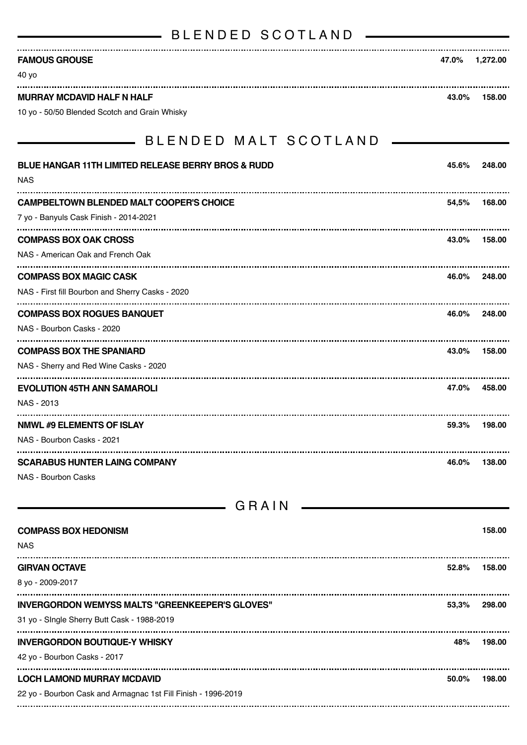## BLENDED SCOTLAND

**FAMOUS GROUSE** — 47.0% — 1,272.00
40 yo

**MURRAY MCDAVID HALF N HALF** — 43.0% — 158.00
10 yo - 50/50 Blended Scotch and Grain Whisky

## BLENDED MALT SCOTLAND

**BLUE HANGAR 11TH LIMITED RELEASE BERRY BROS & RUDD** — 45.6% — 248.00
NAS

**CAMPBELTOWN BLENDED MALT COOPER'S CHOICE** — 54,5% — 168.00
7 yo - Banyuls Cask Finish - 2014-2021

**COMPASS BOX OAK CROSS** — 43.0% — 158.00
NAS - American Oak and French Oak

**COMPASS BOX MAGIC CASK** — 46.0% — 248.00
NAS - First fill Bourbon and Sherry Casks - 2020

**COMPASS BOX ROGUES BANQUET** — 46.0% — 248.00
NAS - Bourbon Casks - 2020

**COMPASS BOX THE SPANIARD** — 43.0% — 158.00
NAS - Sherry and Red Wine Casks - 2020

**EVOLUTION 45TH ANN SAMAROLI** — 47.0% — 458.00
NAS - 2013

**NMWL #9 ELEMENTS OF ISLAY** — 59.3% — 198.00
NAS - Bourbon Casks - 2021

**SCARABUS HUNTER LAING COMPANY** — 46.0% — 138.00
NAS - Bourbon Casks

## GRAIN

**COMPASS BOX HEDONISM** — 158.00
NAS

**GIRVAN OCTAVE** — 52.8% — 158.00
8 yo - 2009-2017

**INVERGORDON WEMYSS MALTS "GREENKEEPER'S GLOVES"** — 53,3% — 298.00
31 yo - SIngle Sherry Butt Cask - 1988-2019

**INVERGORDON BOUTIQUE-Y WHISKY** — 48% — 198.00
42 yo - Bourbon Casks - 2017

**LOCH LAMOND MURRAY MCDAVID** — 50.0% — 198.00
22 yo - Bourbon Cask and Armagnac 1st Fill Finish - 1996-2019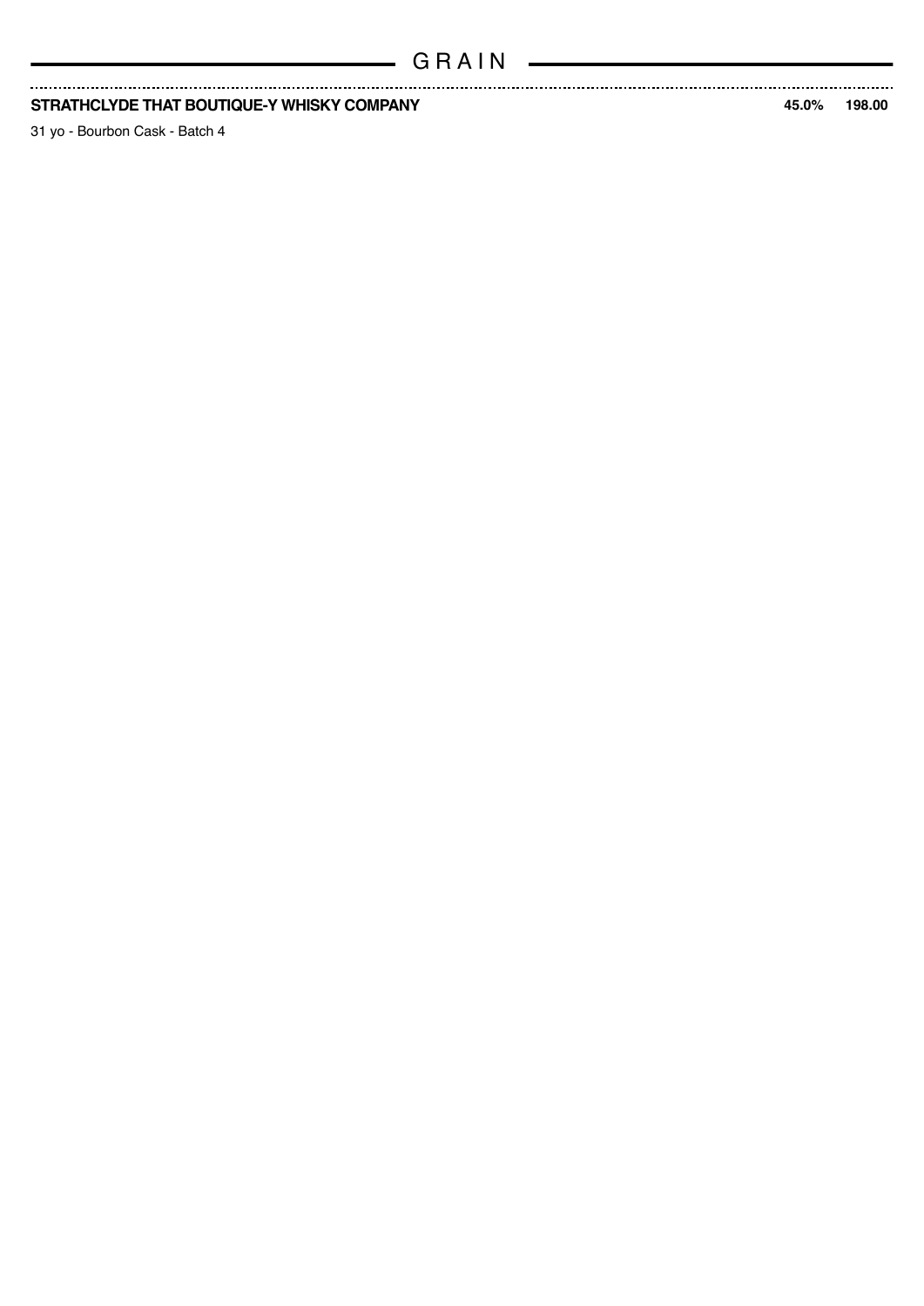## GRAIN

**STRATHCLYDE THAT BOUTIQUE-Y WHISKY COMPANY** **45.0%** **198.00**

31 yo - Bourbon Cask - Batch 4